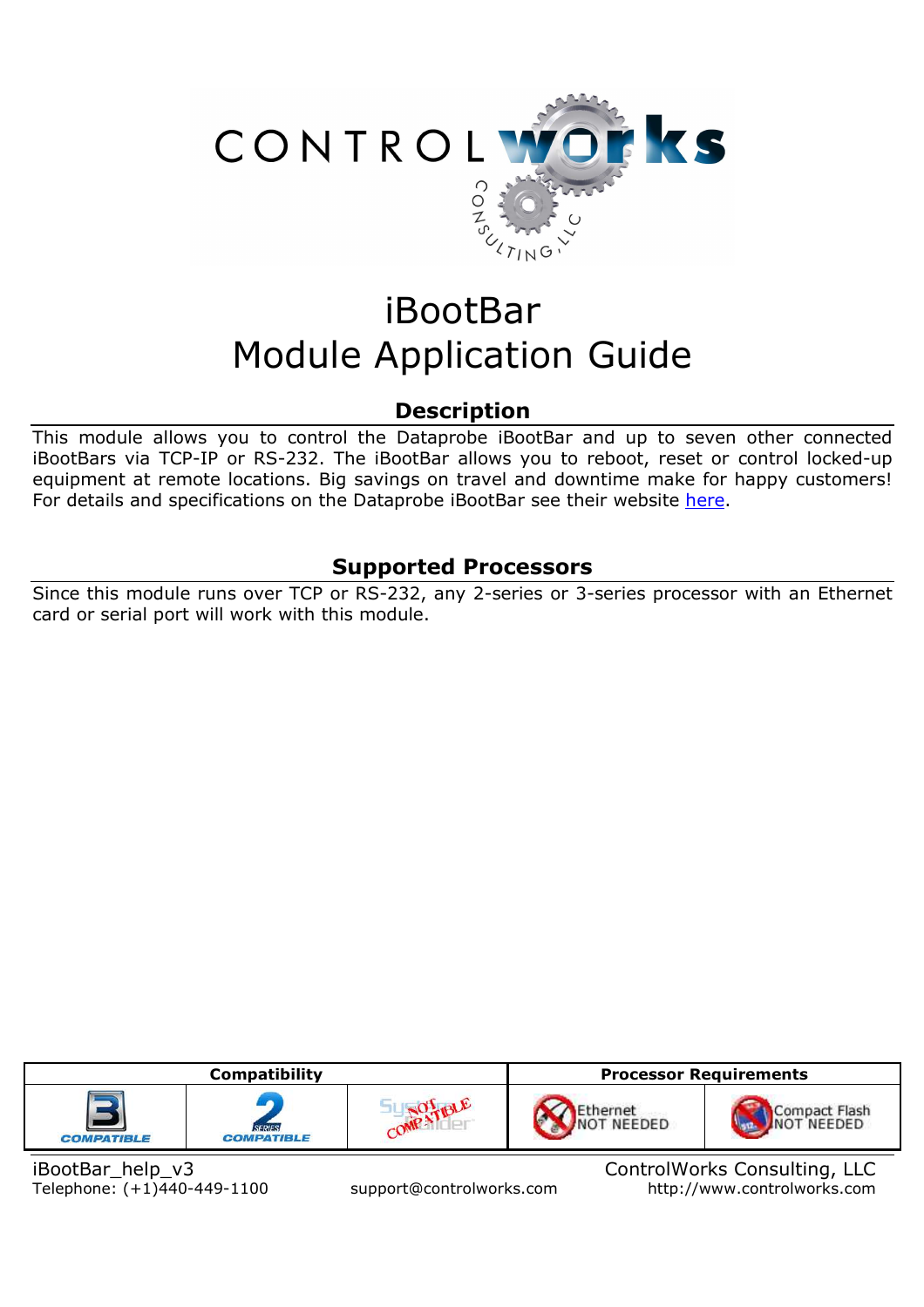# iBootBar
# Module Application Guide

## Description

This module allows you to control the Dataprobe iBootBar and up to seven other connected iBootBars via TCP-IP or RS-232. The iBootBar allows you to reboot, reset or control locked-up equipment at remote locations. Big savings on travel and downtime make for happy customers! For details and specifications on the Dataprobe iBootBar see their website here.

## Supported Processors

Since this module runs over TCP or RS-232, any 2-series or 3-series processor with an Ethernet card or serial port will work with this module.

| Compatibility | | | Processor Requirements | |
|---|---|---|---|---|
| 3 COMPATIBLE | 2 SERIES COMPATIBLE | SystemBuilder NOT COMPATIBLE | Ethernet NOT NEEDED | Compact Flash NOT NEEDED |

iBootBar_help_v3
Telephone: (+1)440-449-1100
support@controlworks.com
ControlWorks Consulting, LLC
http://www.controlworks.com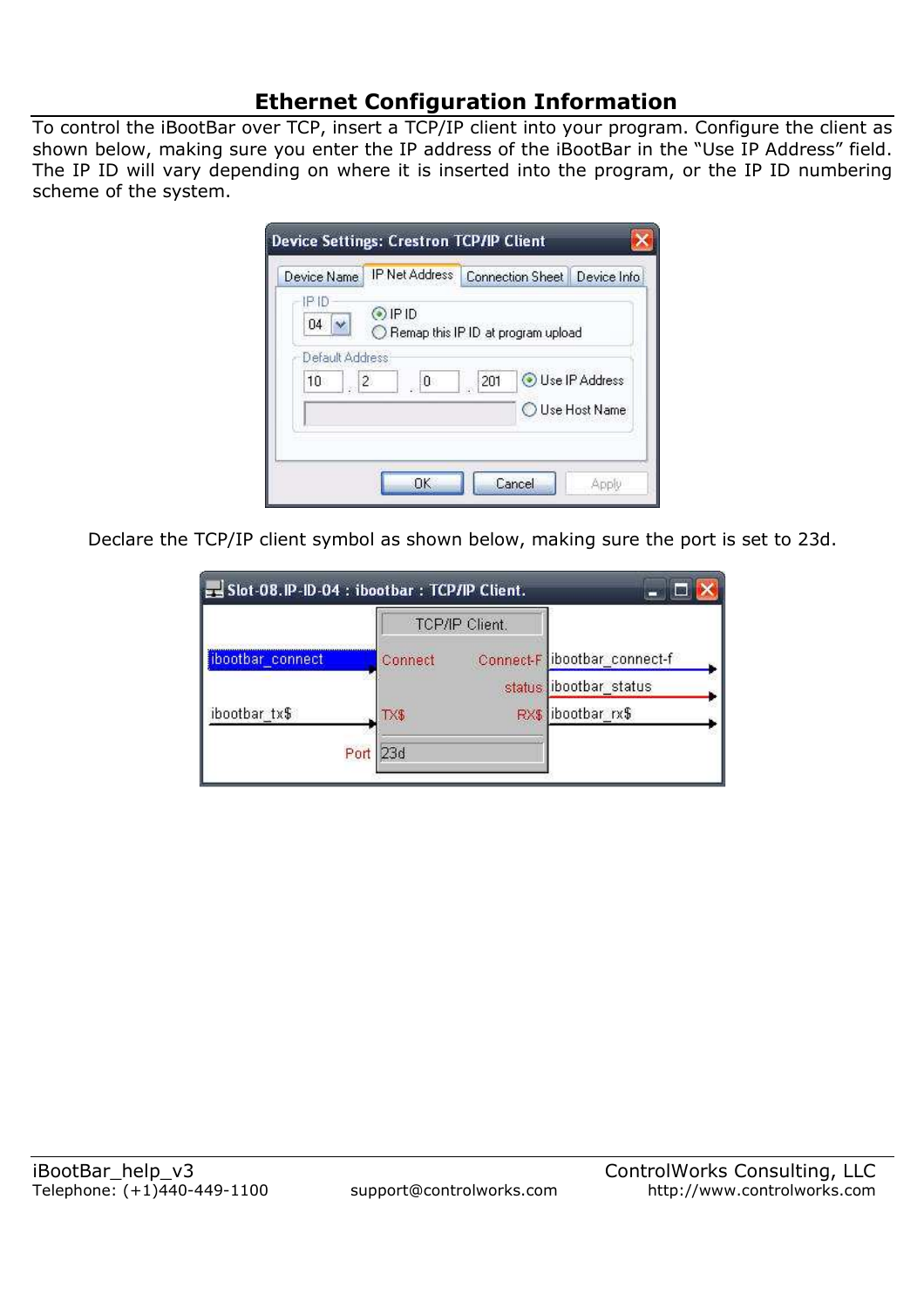# Ethernet Configuration Information

To control the iBootBar over TCP, insert a TCP/IP client into your program. Configure the client as shown below, making sure you enter the IP address of the iBootBar in the "Use IP Address" field. The IP ID will vary depending on where it is inserted into the program, or the IP ID numbering scheme of the system.

Declare the TCP/IP client symbol as shown below, making sure the port is set to 23d.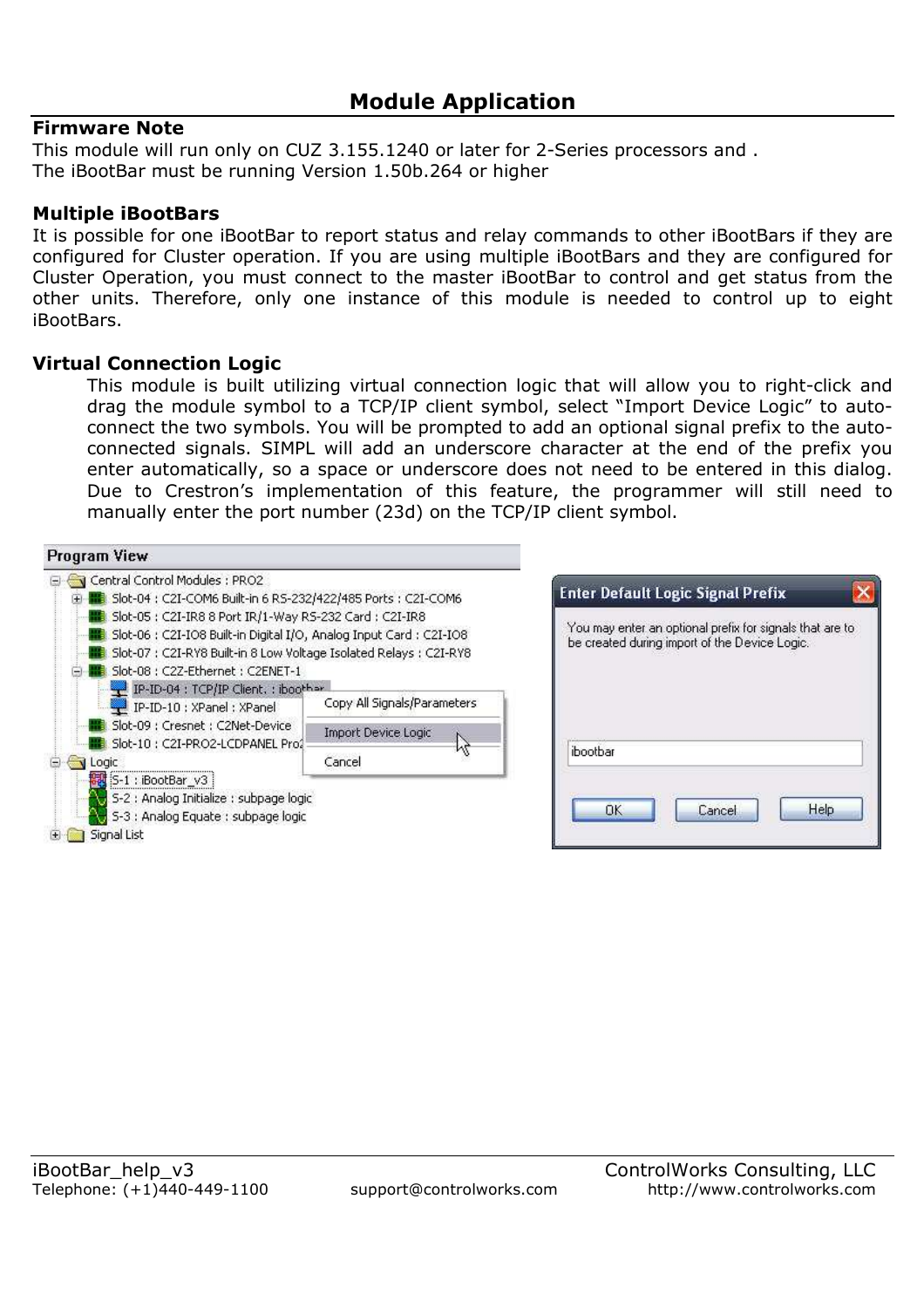# Module Application

### Firmware Note

This module will run only on CUZ 3.155.1240 or later for 2-Series processors and .
The iBootBar must be running Version 1.50b.264 or higher

### Multiple iBootBars

It is possible for one iBootBar to report status and relay commands to other iBootBars if they are configured for Cluster operation. If you are using multiple iBootBars and they are configured for Cluster Operation, you must connect to the master iBootBar to control and get status from the other units. Therefore, only one instance of this module is needed to control up to eight iBootBars.

### Virtual Connection Logic

This module is built utilizing virtual connection logic that will allow you to right-click and drag the module symbol to a TCP/IP client symbol, select "Import Device Logic" to auto-connect the two symbols. You will be prompted to add an optional signal prefix to the auto-connected signals. SIMPL will add an underscore character at the end of the prefix you enter automatically, so a space or underscore does not need to be entered in this dialog. Due to Crestron's implementation of this feature, the programmer will still need to manually enter the port number (23d) on the TCP/IP client symbol.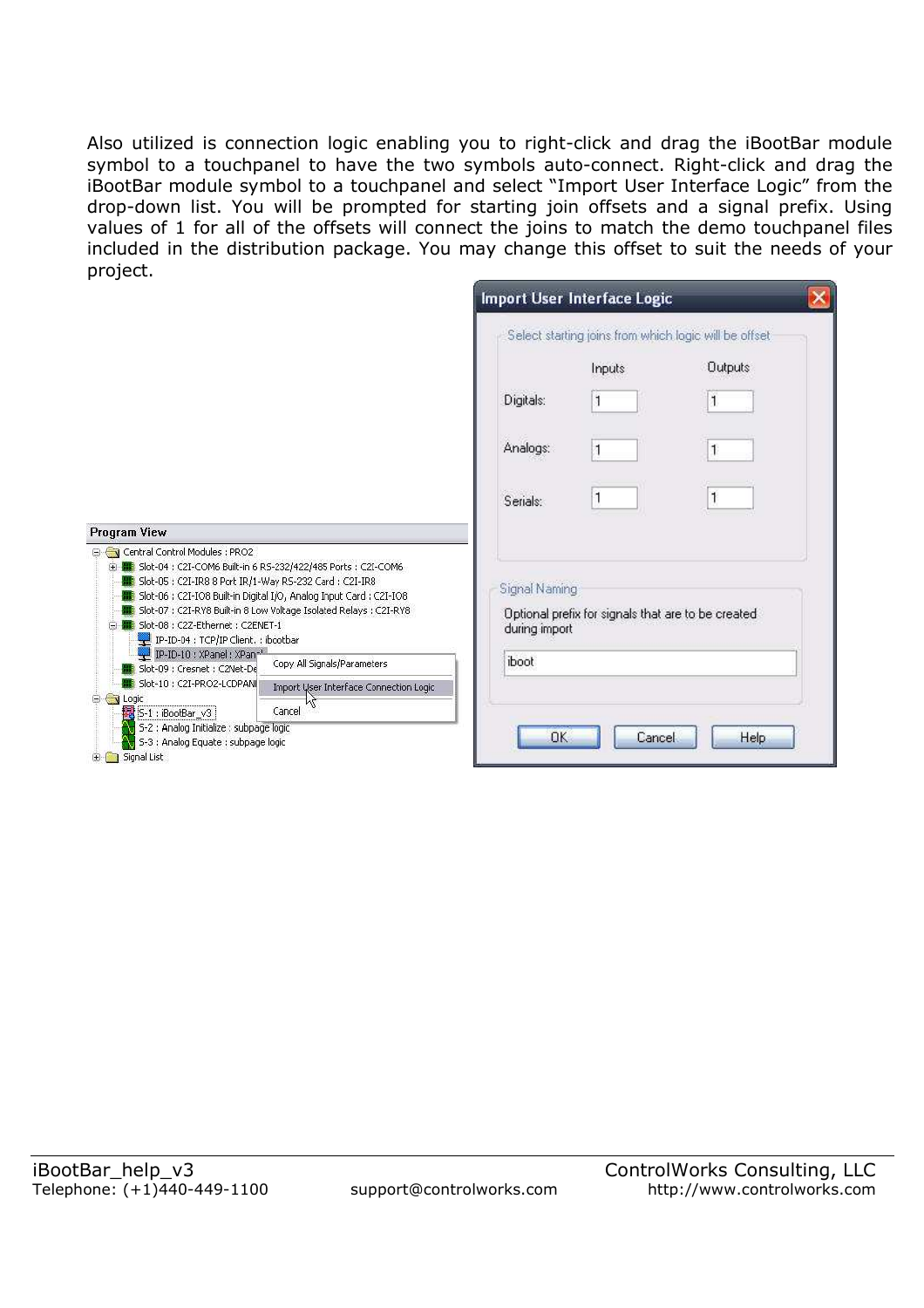Also utilized is connection logic enabling you to right-click and drag the iBootBar module symbol to a touchpanel to have the two symbols auto-connect. Right-click and drag the iBootBar module symbol to a touchpanel and select “Import User Interface Logic” from the drop-down list. You will be prompted for starting join offsets and a signal prefix. Using values of 1 for all of the offsets will connect the joins to match the demo touchpanel files included in the distribution package. You may change this offset to suit the needs of your project.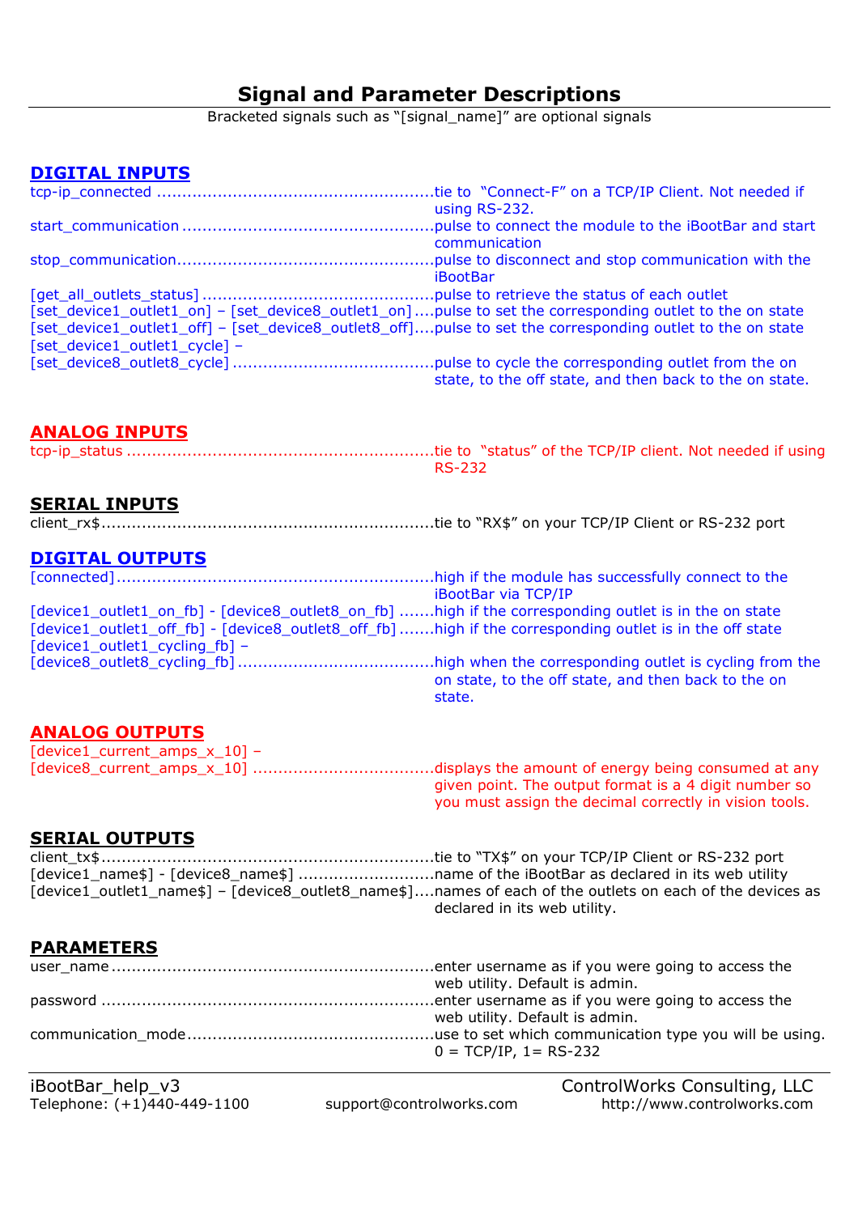# Signal and Parameter Descriptions

Bracketed signals such as "[signal_name]" are optional signals

## DIGITAL INPUTS

tcp-ip_connected ........................................................tie to "Connect-F" on a TCP/IP Client. Not needed if using RS-232.

start_communication ..................................................pulse to connect the module to the iBootBar and start communication

stop_communication...................................................pulse to disconnect and stop communication with the iBootBar

[get_all_outlets_status] ..............................................pulse to retrieve the status of each outlet

[set_device1_outlet1_on] – [set_device8_outlet1_on] ....pulse to set the corresponding outlet to the on state

[set_device1_outlet1_off] – [set_device8_outlet8_off]....pulse to set the corresponding outlet to the on state

[set_device1_outlet1_cycle] –
[set_device8_outlet8_cycle] ........................................pulse to cycle the corresponding outlet from the on state, to the off state, and then back to the on state.

## ANALOG INPUTS

tcp-ip_status ..............................................................tie to "status" of the TCP/IP client. Not needed if using RS-232

## SERIAL INPUTS

client_rx$...................................................................tie to "RX$" on your TCP/IP Client or RS-232 port

## DIGITAL OUTPUTS

[connected]................................................................high if the module has successfully connect to the iBootBar via TCP/IP

[device1_outlet1_on_fb] - [device8_outlet8_on_fb] .......high if the corresponding outlet is in the on state

[device1_outlet1_off_fb] - [device8_outlet8_off_fb].......high if the corresponding outlet is in the off state

[device1_outlet1_cycling_fb] –
[device8_outlet8_cycling_fb] .......................................high when the corresponding outlet is cycling from the on state, to the off state, and then back to the on state.

## ANALOG OUTPUTS

[device1_current_amps_x_10] –
[device8_current_amps_x_10] ....................................displays the amount of energy being consumed at any given point. The output format is a 4 digit number so you must assign the decimal correctly in vision tools.

## SERIAL OUTPUTS

client_tx$...................................................................tie to "TX$" on your TCP/IP Client or RS-232 port

[device1_name$] - [device8_name$] ...........................name of the iBootBar as declared in its web utility

[device1_outlet1_name$] – [device8_outlet8_name$]....names of each of the outlets on each of the devices as declared in its web utility.

## PARAMETERS

user_name .................................................................enter username as if you were going to access the web utility. Default is admin.

password ...................................................................enter username as if you were going to access the web utility. Default is admin.

communication_mode..................................................use to set which communication type you will be using. 0 = TCP/IP, 1= RS-232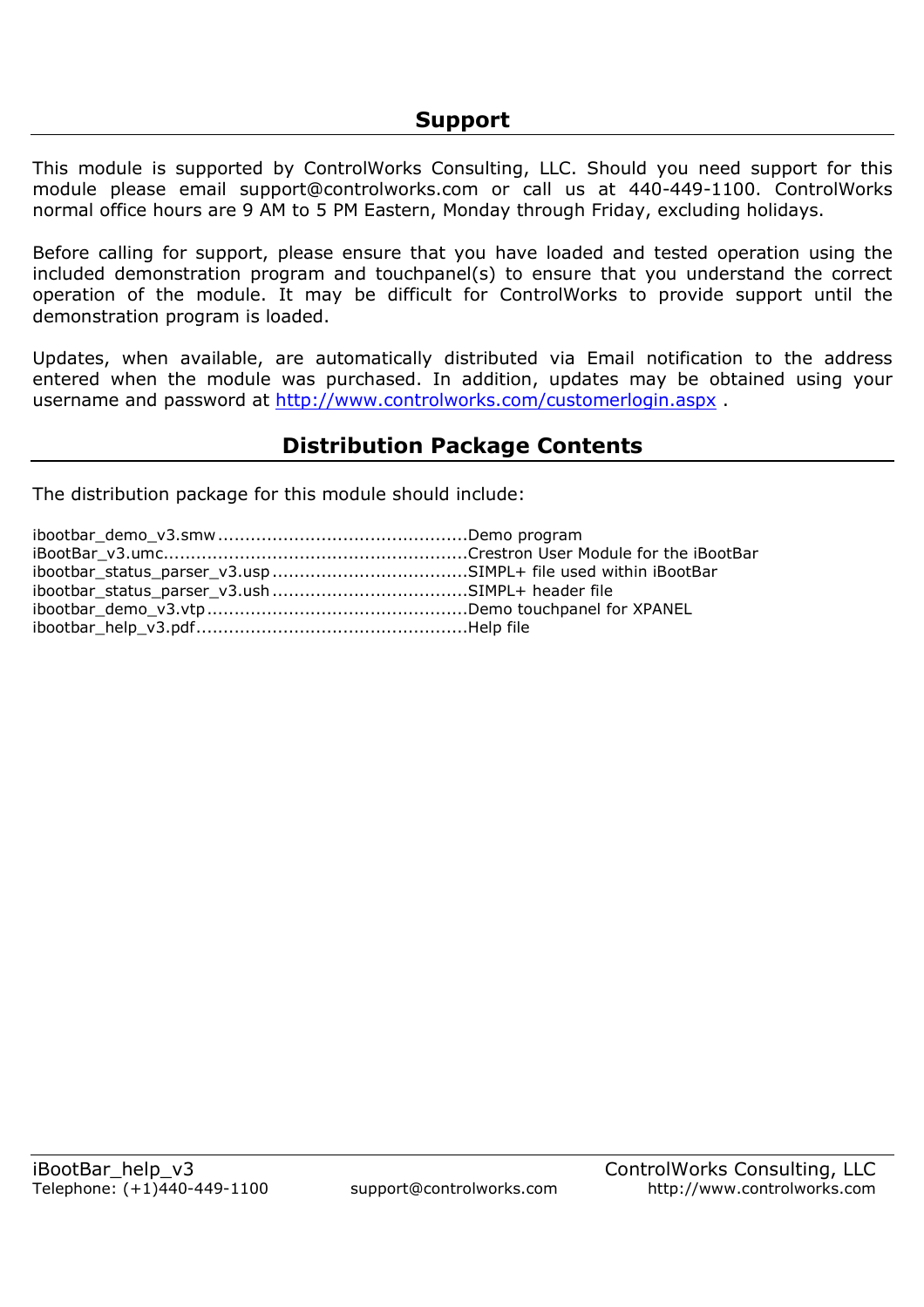## Support

This module is supported by ControlWorks Consulting, LLC. Should you need support for this module please email support@controlworks.com or call us at 440-449-1100. ControlWorks normal office hours are 9 AM to 5 PM Eastern, Monday through Friday, excluding holidays.

Before calling for support, please ensure that you have loaded and tested operation using the included demonstration program and touchpanel(s) to ensure that you understand the correct operation of the module. It may be difficult for ControlWorks to provide support until the demonstration program is loaded.

Updates, when available, are automatically distributed via Email notification to the address entered when the module was purchased. In addition, updates may be obtained using your username and password at [http://www.controlworks.com/customerlogin.aspx](http://www.controlworks.com/customerlogin.aspx) .

## Distribution Package Contents

The distribution package for this module should include:

ibootbar_demo_v3.smw ............................................. Demo program  
iBootBar_v3.umc....................................................... Crestron User Module for the iBootBar  
ibootbar_status_parser_v3.usp ................................... SIMPL+ file used within iBootBar  
ibootbar_status_parser_v3.ush ................................... SIMPL+ header file  
ibootbar_demo_v3.vtp ............................................... Demo touchpanel for XPANEL  
ibootbar_help_v3.pdf................................................. Help file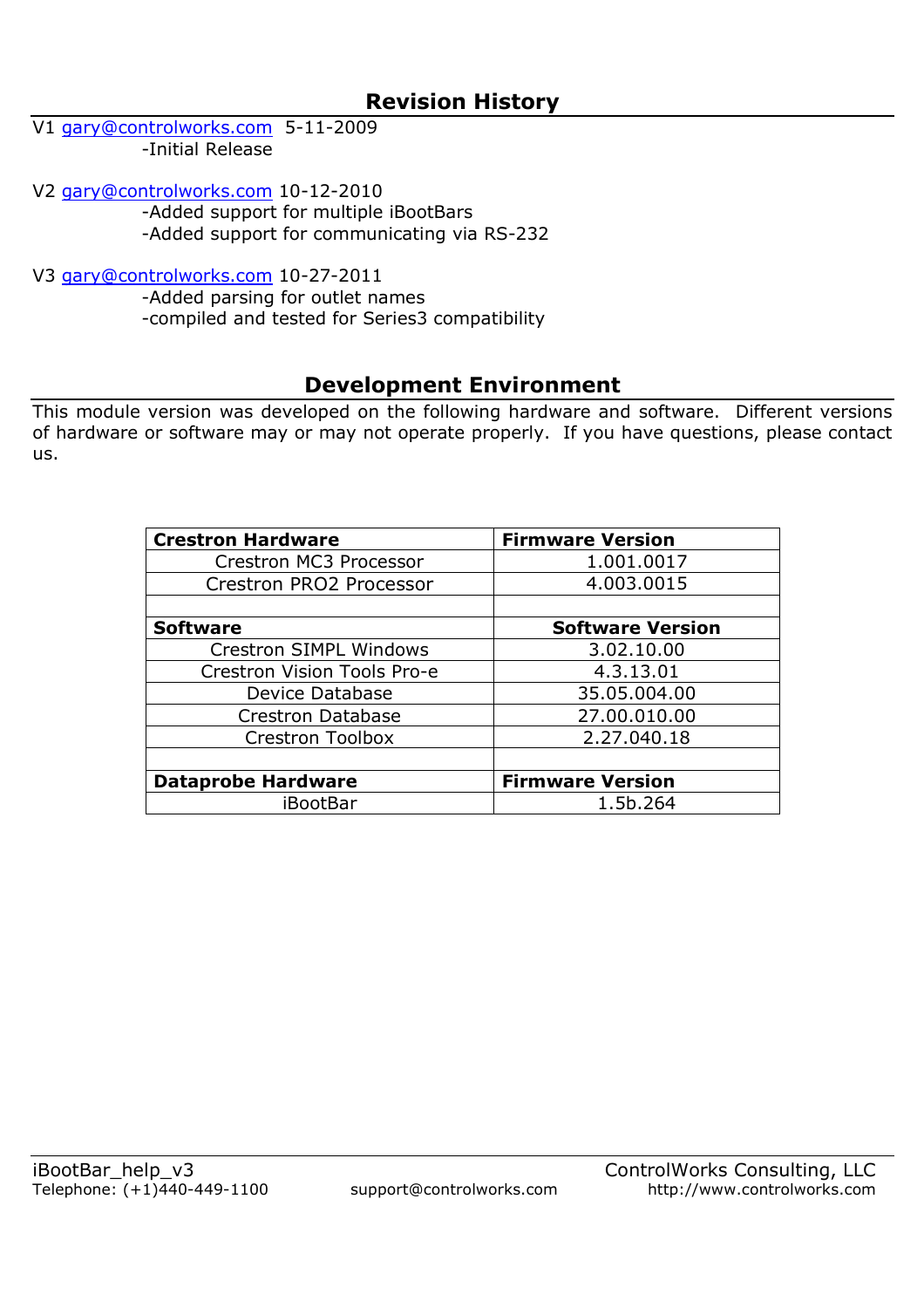## Revision History

V1 gary@controlworks.com 5-11-2009
- Initial Release

V2 gary@controlworks.com 10-12-2010
- Added support for multiple iBootBars
- Added support for communicating via RS-232

V3 gary@controlworks.com 10-27-2011
- Added parsing for outlet names
- compiled and tested for Series3 compatibility

## Development Environment

This module version was developed on the following hardware and software. Different versions of hardware or software may or may not operate properly. If you have questions, please contact us.

| **Crestron Hardware** | **Firmware Version** |
|---|---|
| Crestron MC3 Processor | 1.001.0017 |
| Crestron PRO2 Processor | 4.003.0015 |
| | |
| **Software** | **Software Version** |
| Crestron SIMPL Windows | 3.02.10.00 |
| Crestron Vision Tools Pro-e | 4.3.13.01 |
| Device Database | 35.05.004.00 |
| Crestron Database | 27.00.010.00 |
| Crestron Toolbox | 2.27.040.18 |
| | |
| **Dataprobe Hardware** | **Firmware Version** |
| iBootBar | 1.5b.264 |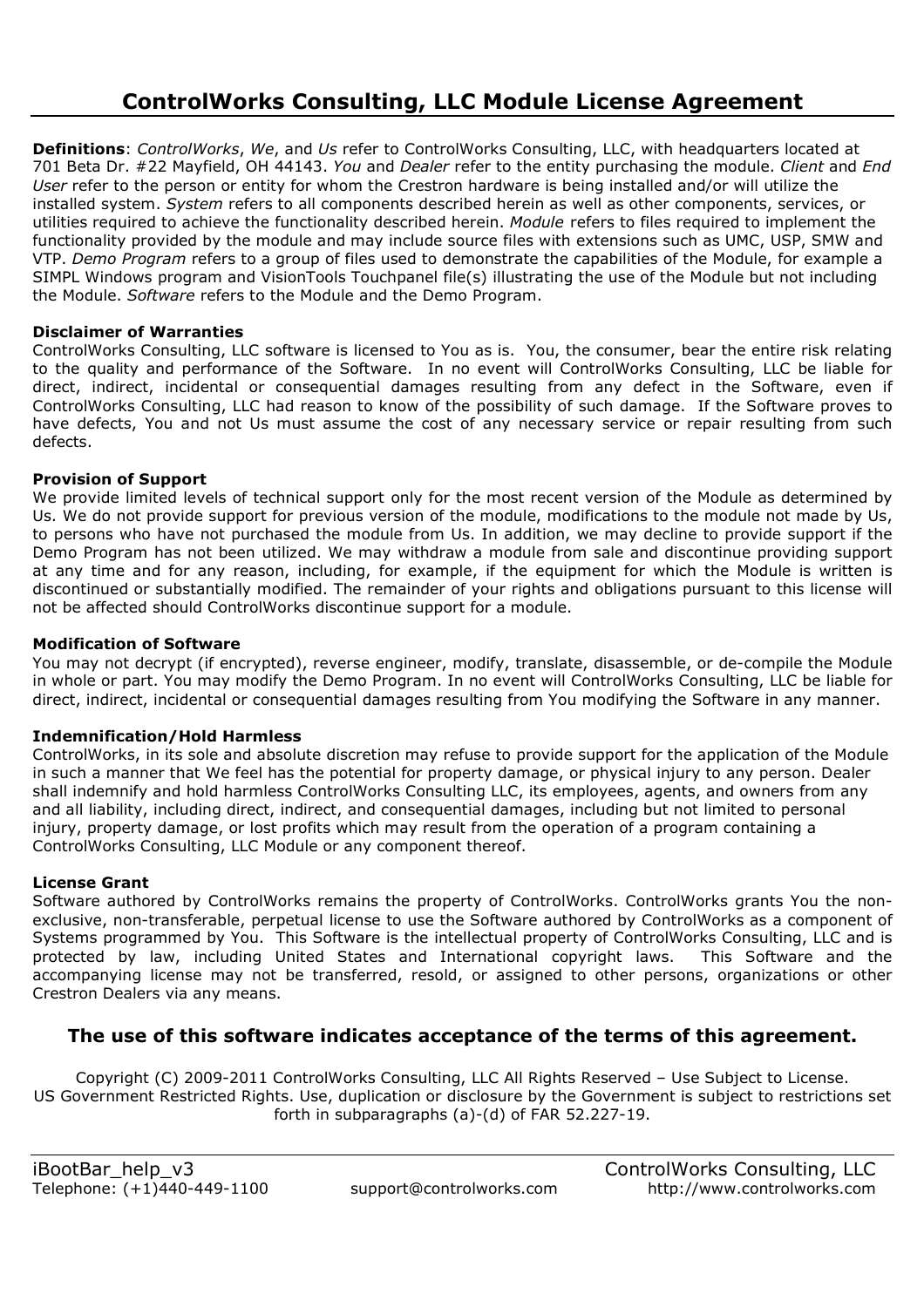# ControlWorks Consulting, LLC Module License Agreement

**Definitions**: *ControlWorks*, *We*, and *Us* refer to ControlWorks Consulting, LLC, with headquarters located at 701 Beta Dr. #22 Mayfield, OH 44143. *You* and *Dealer* refer to the entity purchasing the module. *Client* and *End User* refer to the person or entity for whom the Crestron hardware is being installed and/or will utilize the installed system. *System* refers to all components described herein as well as other components, services, or utilities required to achieve the functionality described herein. *Module* refers to files required to implement the functionality provided by the module and may include source files with extensions such as UMC, USP, SMW and VTP. *Demo Program* refers to a group of files used to demonstrate the capabilities of the Module, for example a SIMPL Windows program and VisionTools Touchpanel file(s) illustrating the use of the Module but not including the Module. *Software* refers to the Module and the Demo Program.

**Disclaimer of Warranties**
ControlWorks Consulting, LLC software is licensed to You as is. You, the consumer, bear the entire risk relating to the quality and performance of the Software. In no event will ControlWorks Consulting, LLC be liable for direct, indirect, incidental or consequential damages resulting from any defect in the Software, even if ControlWorks Consulting, LLC had reason to know of the possibility of such damage. If the Software proves to have defects, You and not Us must assume the cost of any necessary service or repair resulting from such defects.

**Provision of Support**
We provide limited levels of technical support only for the most recent version of the Module as determined by Us. We do not provide support for previous version of the module, modifications to the module not made by Us, to persons who have not purchased the module from Us. In addition, we may decline to provide support if the Demo Program has not been utilized. We may withdraw a module from sale and discontinue providing support at any time and for any reason, including, for example, if the equipment for which the Module is written is discontinued or substantially modified. The remainder of your rights and obligations pursuant to this license will not be affected should ControlWorks discontinue support for a module.

**Modification of Software**
You may not decrypt (if encrypted), reverse engineer, modify, translate, disassemble, or de-compile the Module in whole or part. You may modify the Demo Program. In no event will ControlWorks Consulting, LLC be liable for direct, indirect, incidental or consequential damages resulting from You modifying the Software in any manner.

**Indemnification/Hold Harmless**
ControlWorks, in its sole and absolute discretion may refuse to provide support for the application of the Module in such a manner that We feel has the potential for property damage, or physical injury to any person. Dealer shall indemnify and hold harmless ControlWorks Consulting LLC, its employees, agents, and owners from any and all liability, including direct, indirect, and consequential damages, including but not limited to personal injury, property damage, or lost profits which may result from the operation of a program containing a ControlWorks Consulting, LLC Module or any component thereof.

**License Grant**
Software authored by ControlWorks remains the property of ControlWorks. ControlWorks grants You the non-exclusive, non-transferable, perpetual license to use the Software authored by ControlWorks as a component of Systems programmed by You. This Software is the intellectual property of ControlWorks Consulting, LLC and is protected by law, including United States and International copyright laws. This Software and the accompanying license may not be transferred, resold, or assigned to other persons, organizations or other Crestron Dealers via any means.

### The use of this software indicates acceptance of the terms of this agreement.

Copyright (C) 2009-2011 ControlWorks Consulting, LLC All Rights Reserved – Use Subject to License.
US Government Restricted Rights. Use, duplication or disclosure by the Government is subject to restrictions set forth in subparagraphs (a)-(d) of FAR 52.227-19.